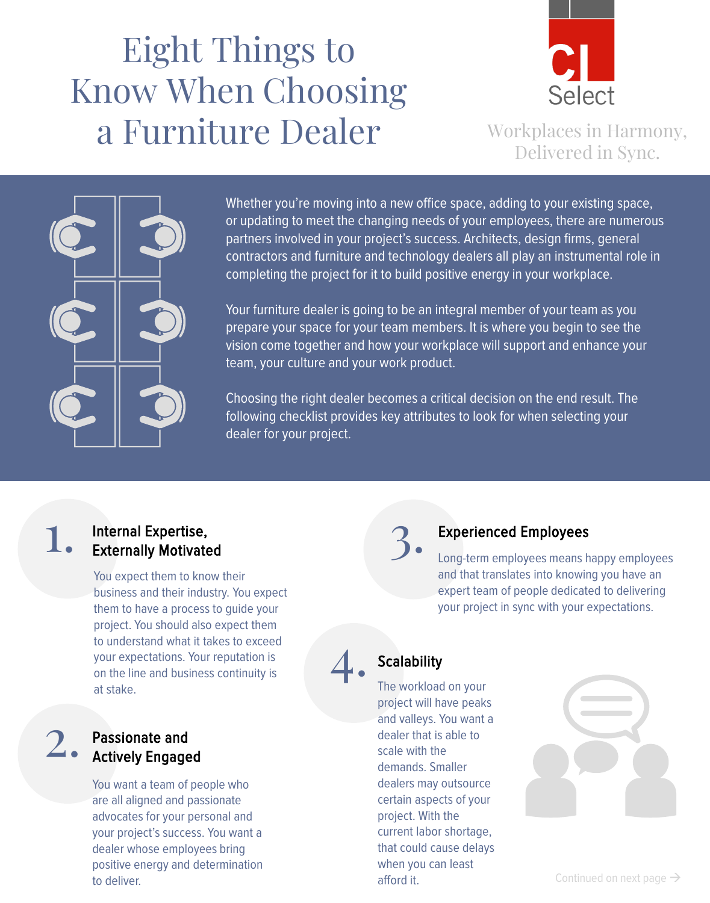# Eight Things to Know When Choosing a Furniture Dealer

CI Select

Workplaces in Harmony, Delivered in Sync.

Whether you're moving into a new office space, adding to your existing space, or updating to meet the changing needs of your employees, there are numerous partners involved in your project's success. Architects, design firms, general contractors and furniture and technology dealers all play an instrumental role in completing the project for it to build positive energy in your workplace.

Your furniture dealer is going to be an integral member of your team as you prepare your space for your team members. It is where you begin to see the vision come together and how your workplace will support and enhance your team, your culture and your work product.

Choosing the right dealer becomes a critical decision on the end result. The following checklist provides key attributes to look for when selecting your dealer for your project.

## 1. Internal Expertise, Externally Motivated

You expect them to know their business and their industry. You expect them to have a process to guide your project. You should also expect them to understand what it takes to exceed your expectations. Your reputation is on the line and business continuity is at stake.

## 2. Passionate and Actively Engaged

You want a team of people who are all aligned and passionate advocates for your personal and your project's success. You want a dealer whose employees bring positive energy and determination to deliver.

## 3. Experienced Employees

Long-term employees means happy employees and that translates into knowing you have an expert team of people dedicated to delivering your project in sync with your expectations.

## 4. Scalability

The workload on your project will have peaks and valleys. You want a dealer that is able to scale with the demands. Smaller dealers may outsource certain aspects of your project. With the current labor shortage, that could cause delays when you can least afford it.

Continued on next page →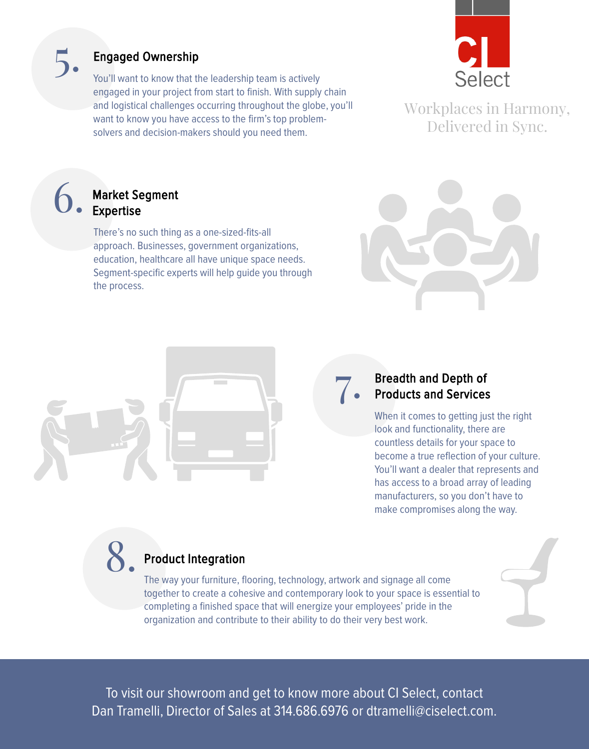## 5. Engaged Ownership

You'll want to know that the leadership team is actively engaged in your project from start to finish. With supply chain and logistical challenges occurring throughout the globe, you'll want to know you have access to the firm's top problem-solvers and decision-makers should you need them.

CI Select

Workplaces in Harmony, Delivered in Sync.

## 6. Market Segment Expertise

There's no such thing as a one-sized-fits-all approach. Businesses, government organizations, education, healthcare all have unique space needs. Segment-specific experts will help guide you through the process.

## 7. Breadth and Depth of Products and Services

When it comes to getting just the right look and functionality, there are countless details for your space to become a true reflection of your culture. You'll want a dealer that represents and has access to a broad array of leading manufacturers, so you don't have to make compromises along the way.

## 8. Product Integration

The way your furniture, flooring, technology, artwork and signage all come together to create a cohesive and contemporary look to your space is essential to completing a finished space that will energize your employees' pride in the organization and contribute to their ability to do their very best work.

To visit our showroom and get to know more about CI Select, contact Dan Tramelli, Director of Sales at 314.686.6976 or dtramelli@ciselect.com.